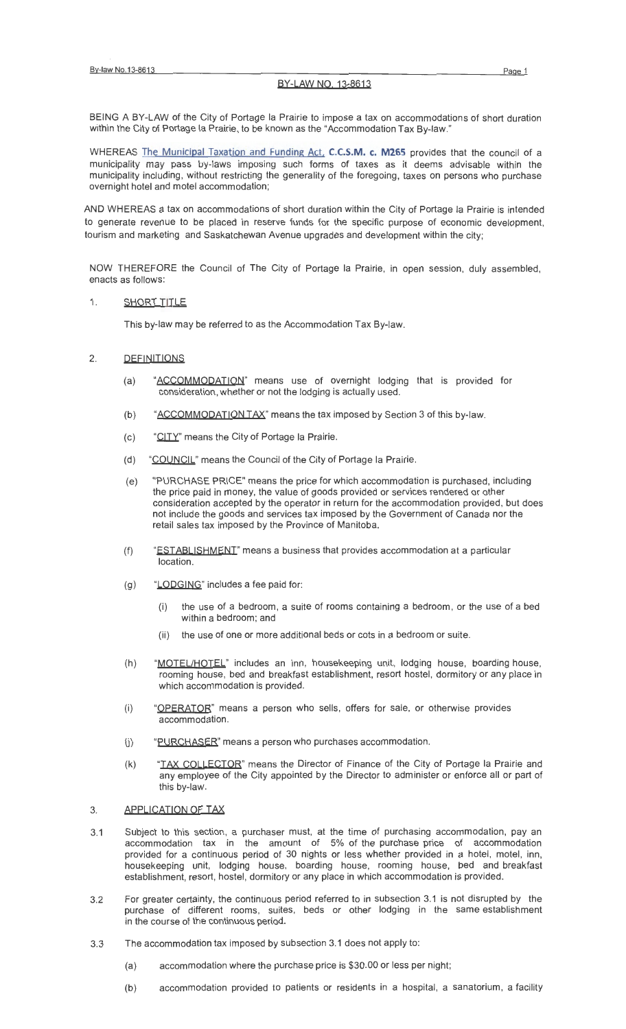# BY-LAW NO. 13-8613

BEING A BY-LAW of the City of Portage la Prairie to impose a tax on accommodations of short duration within the City of Portage la Prairie, to be known as the "Accommodation Tax By-law."

WHEREAS The Municipal Taxation and Funding Act, **C.C.S.M. c. M265** provides that the council of a municipality may pass by-laws imposing such forms of taxes as it deems advisable within the municipality including, without restricting the generality of the foregoing, taxes on persons who purchase overnight hotel and motel accommodation;

AND WHEREAS a tax on accommodations of short duration within the City of Portage la Prairie is intended to generate revenue to be placed in reserve funds for the specific purpose of economic development, tourism and marketing and Saskatchewan Avenue upgrades and development within the city;

NOW THEREFORE the Council of The City of Portage la Prairie, in open session, duly assembled, enacts as follows:

1. SHORT TITLE

   This by-law may be referred to as the Accommodation Tax By-law.

2. DEFINITIONS

   (a) "ACCOMMODATION" means use of overnight lodging that is provided for consideration, whether or not the lodging is actually used.

   (b) "ACCOMMODATION TAX" means the tax imposed by Section 3 of this by-law.

   (c) "CITY" means the City of Portage la Prairie.

   (d) "COUNCIL" means the Council of the City of Portage la Prairie.

   (e) "PURCHASE PRICE" means the price for which accommodation is purchased, including the price paid in money, the value of goods provided or services rendered or other consideration accepted by the operator in return for the accommodation provided, but does not include the goods and services tax imposed by the Government of Canada nor the retail sales tax imposed by the Province of Manitoba.

   (f) "ESTABLISHMENT" means a business that provides accommodation at a particular location.

   (g) "LODGING" includes a fee paid for:

      (i) the use of a bedroom, a suite of rooms containing a bedroom, or the use of a bed within a bedroom; and

      (ii) the use of one or more additional beds or cots in a bedroom or suite.

   (h) "MOTEL/HOTEL" includes an inn, housekeeping unit, lodging house, boarding house, rooming house, bed and breakfast establishment, resort hostel, dormitory or any place in which accommodation is provided.

   (i) "OPERATOR" means a person who sells, offers for sale, or otherwise provides accommodation.

   (j) "PURCHASER" means a person who purchases accommodation.

   (k) "TAX COLLECTOR" means the Director of Finance of the City of Portage la Prairie and any employee of the City appointed by the Director to administer or enforce all or part of this by-law.

3. APPLICATION OF TAX

3.1 Subject to this section, a purchaser must, at the time of purchasing accommodation, pay an accommodation tax in the amount of 5% of the purchase price of accommodation provided for a continuous period of 30 nights or less whether provided in a hotel, motel, inn, housekeeping unit, lodging house, boarding house, rooming house, bed and breakfast establishment, resort, hostel, dormitory or any place in which accommodation is provided.

3.2 For greater certainty, the continuous period referred to in subsection 3.1 is not disrupted by the purchase of different rooms, suites, beds or other lodging in the same establishment in the course of the continuous period.

3.3 The accommodation tax imposed by subsection 3.1 does not apply to:

   (a) accommodation where the purchase price is $30.00 or less per night;

   (b) accommodation provided to patients or residents in a hospital, a sanatorium, a facility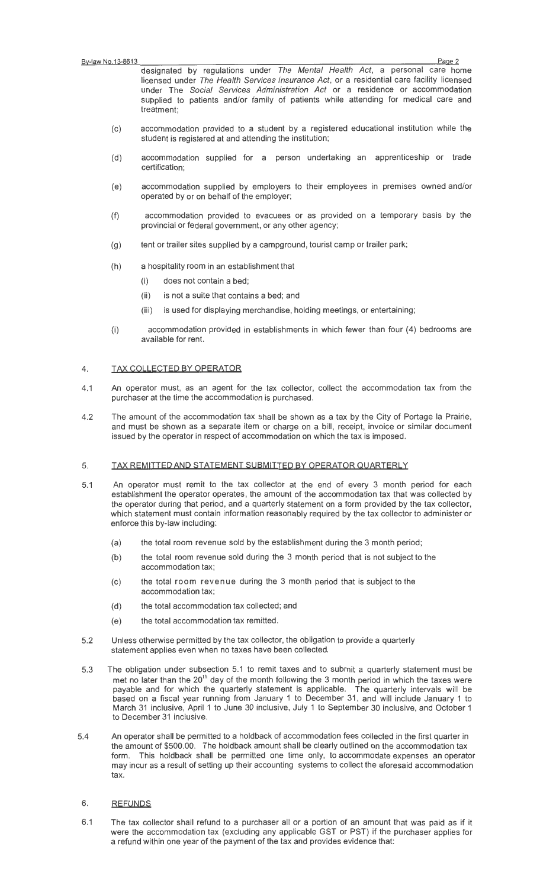designated by regulations under *The Mental Health Act*, a personal care home licensed under *The Health Services Insurance Act*, or a residential care facility licensed under The *Social Services Administration Act* or a residence or accommodation supplied to patients and/or family of patients while attending for medical care and treatment;

(c) accommodation provided to a student by a registered educational institution while the student is registered at and attending the institution;

(d) accommodation supplied for a person undertaking an apprenticeship or trade certification;

(e) accommodation supplied by employers to their employees in premises owned and/or operated by or on behalf of the employer;

(f) accommodation provided to evacuees or as provided on a temporary basis by the provincial or federal government, or any other agency;

(g) tent or trailer sites supplied by a campground, tourist camp or trailer park;

(h) a hospitality room in an establishment that
  - (i) does not contain a bed;
  - (ii) is not a suite that contains a bed; and
  - (iii) is used for displaying merchandise, holding meetings, or entertaining;

(i) accommodation provided in establishments in which fewer than four (4) bedrooms are available for rent.

## 4. TAX COLLECTED BY OPERATOR

4.1 An operator must, as an agent for the tax collector, collect the accommodation tax from the purchaser at the time the accommodation is purchased.

4.2 The amount of the accommodation tax shall be shown as a tax by the City of Portage la Prairie, and must be shown as a separate item or charge on a bill, receipt, invoice or similar document issued by the operator in respect of accommodation on which the tax is imposed.

## 5. TAX REMITTED AND STATEMENT SUBMITTED BY OPERATOR QUARTERLY

5.1 An operator must remit to the tax collector at the end of every 3 month period for each establishment the operator operates, the amount of the accommodation tax that was collected by the operator during that period, and a quarterly statement on a form provided by the tax collector, which statement must contain information reasonably required by the tax collector to administer or enforce this by-law including:

(a) the total room revenue sold by the establishment during the 3 month period;

(b) the total room revenue sold during the 3 month period that is not subject to the accommodation tax;

(c) the total room revenue during the 3 month period that is subject to the accommodation tax;

(d) the total accommodation tax collected; and

(e) the total accommodation tax remitted.

5.2 Unless otherwise permitted by the tax collector, the obligation to provide a quarterly statement applies even when no taxes have been collected.

5.3 The obligation under subsection 5.1 to remit taxes and to submit a quarterly statement must be met no later than the 20th day of the month following the 3 month period in which the taxes were payable and for which the quarterly statement is applicable. The quarterly intervals will be based on a fiscal year running from January 1 to December 31, and will include January 1 to March 31 inclusive, April 1 to June 30 inclusive, July 1 to September 30 inclusive, and October 1 to December 31 inclusive.

5.4 An operator shall be permitted to a holdback of accommodation fees collected in the first quarter in the amount of $500.00. The holdback amount shall be clearly outlined on the accommodation tax form. This holdback shall be permitted one time only, to accommodate expenses an operator may incur as a result of setting up their accounting systems to collect the aforesaid accommodation tax.

## 6. REFUNDS

6.1 The tax collector shall refund to a purchaser all or a portion of an amount that was paid as if it were the accommodation tax (excluding any applicable GST or PST) if the purchaser applies for a refund within one year of the payment of the tax and provides evidence that: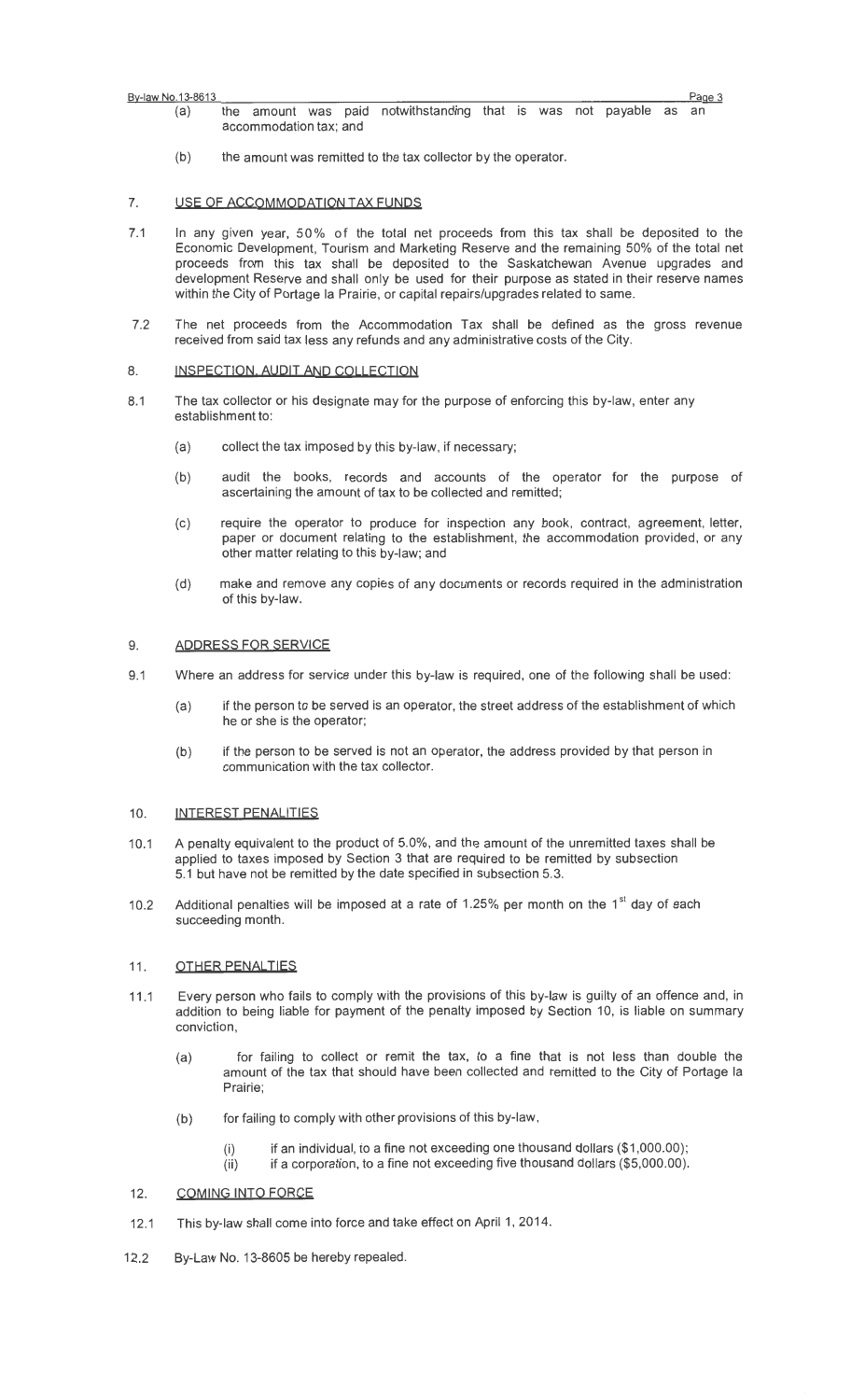(a) the amount was paid notwithstanding that is was not payable as an accommodation tax; and

(b) the amount was remitted to the tax collector by the operator.

## 7. USE OF ACCOMMODATION TAX FUNDS

7.1 In any given year, 50% of the total net proceeds from this tax shall be deposited to the Economic Development, Tourism and Marketing Reserve and the remaining 50% of the total net proceeds from this tax shall be deposited to the Saskatchewan Avenue upgrades and development Reserve and shall only be used for their purpose as stated in their reserve names within the City of Portage la Prairie, or capital repairs/upgrades related to same.

7.2 The net proceeds from the Accommodation Tax shall be defined as the gross revenue received from said tax less any refunds and any administrative costs of the City.

## 8. INSPECTION, AUDIT AND COLLECTION

8.1 The tax collector or his designate may for the purpose of enforcing this by-law, enter any establishment to:

(a) collect the tax imposed by this by-law, if necessary;

(b) audit the books, records and accounts of the operator for the purpose of ascertaining the amount of tax to be collected and remitted;

(c) require the operator to produce for inspection any book, contract, agreement, letter, paper or document relating to the establishment, the accommodation provided, or any other matter relating to this by-law; and

(d) make and remove any copies of any documents or records required in the administration of this by-law.

## 9. ADDRESS FOR SERVICE

9.1 Where an address for service under this by-law is required, one of the following shall be used:

(a) if the person to be served is an operator, the street address of the establishment of which he or she is the operator;

(b) if the person to be served is not an operator, the address provided by that person in communication with the tax collector.

## 10. INTEREST PENALITIES

10.1 A penalty equivalent to the product of 5.0%, and the amount of the unremitted taxes shall be applied to taxes imposed by Section 3 that are required to be remitted by subsection 5.1 but have not be remitted by the date specified in subsection 5.3.

10.2 Additional penalties will be imposed at a rate of 1.25% per month on the 1st day of each succeeding month.

## 11. OTHER PENALTIES

11.1 Every person who fails to comply with the provisions of this by-law is guilty of an offence and, in addition to being liable for payment of the penalty imposed by Section 10, is liable on summary conviction,

(a) for failing to collect or remit the tax, to a fine that is not less than double the amount of the tax that should have been collected and remitted to the City of Portage la Prairie;

(b) for failing to comply with other provisions of this by-law,

(i) if an individual, to a fine not exceeding one thousand dollars ($1,000.00);
(ii) if a corporation, to a fine not exceeding five thousand dollars ($5,000.00).

## 12. COMING INTO FORCE

12.1 This by-law shall come into force and take effect on April 1, 2014.

12.2 By-Law No. 13-8605 be hereby repealed.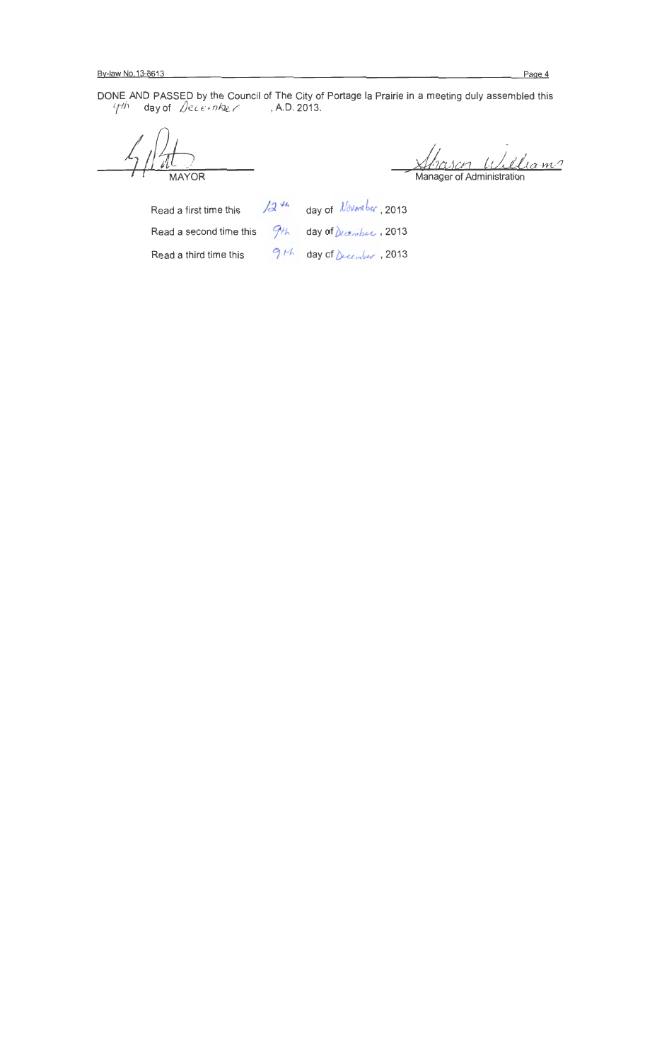DONE AND PASSED by the Council of The City of Portage la Prairie in a meeting duly assembled this 9th day of December, A.D. 2013.

MAYOR

Sharon Williams
Manager of Administration

| | | |
|---|---|---|
| Read a first time this | 12th | day of November, 2013 |
| Read a second time this | 9th | day of December, 2013 |
| Read a third time this | 9th | day of December, 2013 |